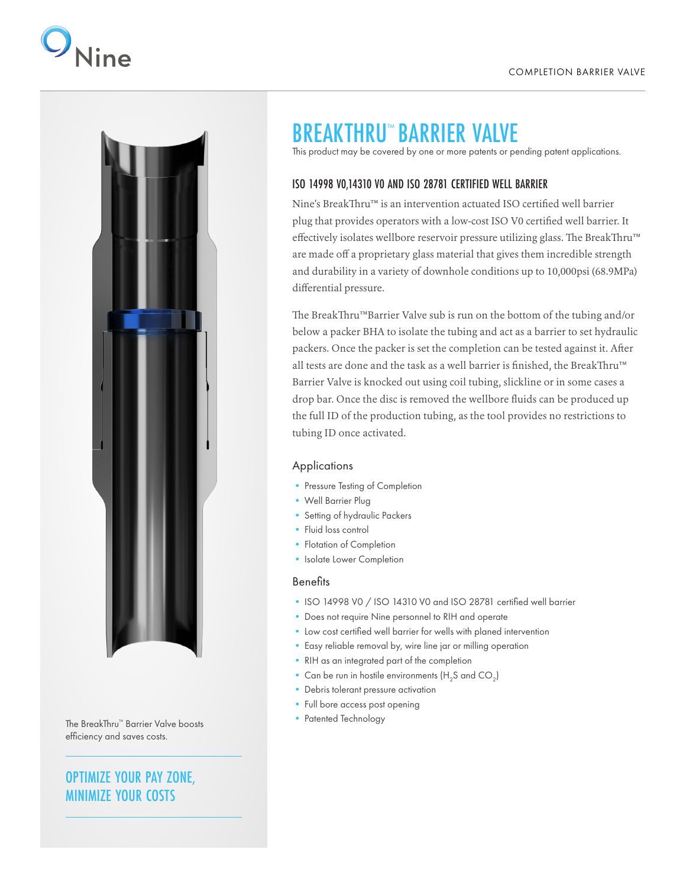COMPLETION BARRIER VALVE

# BREAKTHRU™ BARRIER VALVE

This product may be covered by one or more patents or pending patent applications.

## ISO 14998 V0,14310 V0 AND ISO 28781 CERTIFIED WELL BARRIER

Nine's BreakThru™ is an intervention actuated ISO certified well barrier plug that provides operators with a low-cost ISO V0 certified well barrier. It effectively isolates wellbore reservoir pressure utilizing glass. The BreakThru™ are made off a proprietary glass material that gives them incredible strength and durability in a variety of downhole conditions up to 10,000psi (68.9MPa) differential pressure.

The BreakThru™Barrier Valve sub is run on the bottom of the tubing and/or below a packer BHA to isolate the tubing and act as a barrier to set hydraulic packers. Once the packer is set the completion can be tested against it. After all tests are done and the task as a well barrier is finished, the BreakThru™ Barrier Valve is knocked out using coil tubing, slickline or in some cases a drop bar. Once the disc is removed the wellbore fluids can be produced up the full ID of the production tubing, as the tool provides no restrictions to tubing ID once activated.

### Applications

- Pressure Testing of Completion
- Well Barrier Plug
- Setting of hydraulic Packers
- Fluid loss control
- Flotation of Completion
- Isolate Lower Completion

### Benefits

- ISO 14998 V0 / ISO 14310 V0 and ISO 28781 certified well barrier
- Does not require Nine personnel to RIH and operate
- Low cost certified well barrier for wells with planed intervention
- Easy reliable removal by, wire line jar or milling operation
- RIH as an integrated part of the completion
- Can be run in hostile environments ($H_2S$ and $CO_2$)
- Debris tolerant pressure activation
- Full bore access post opening
- Patented Technology

The BreakThru™ Barrier Valve boosts efficiency and saves costs.

## OPTIMIZE YOUR PAY ZONE, MINIMIZE YOUR COSTS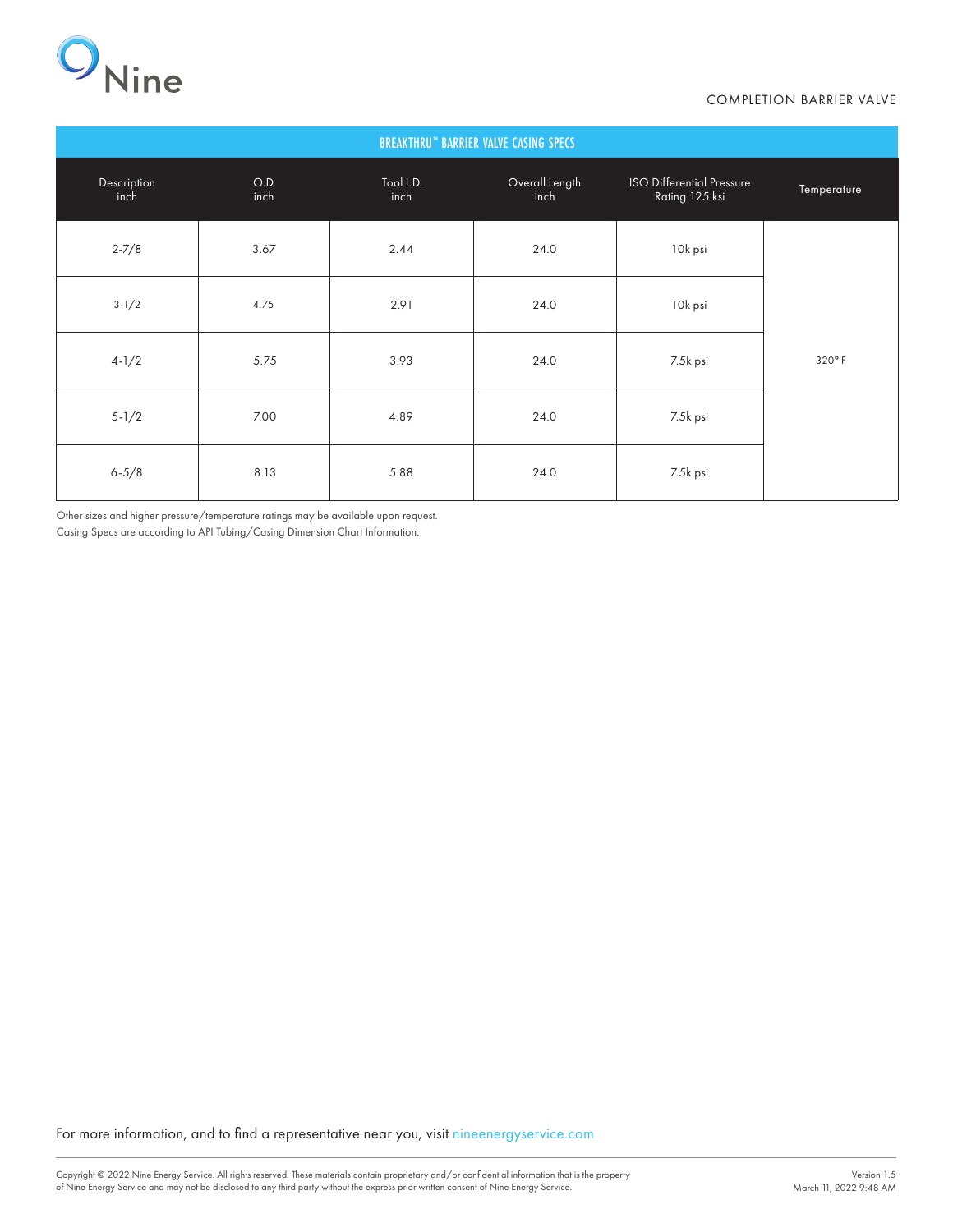COMPLETION BARRIER VALVE

| BREAKTHRU™ BARRIER VALVE CASING SPECS | | | | | |
|---|---|---|---|---|---|
| Description inch | O.D. inch | Tool I.D. inch | Overall Length inch | ISO Differential Pressure Rating 125 ksi | Temperature |
| 2-7/8 | 3.67 | 2.44 | 24.0 | 10k psi | 320° F |
| 3-1/2 | 4.75 | 2.91 | 24.0 | 10k psi | |
| 4-1/2 | 5.75 | 3.93 | 24.0 | 7.5k psi | |
| 5-1/2 | 7.00 | 4.89 | 24.0 | 7.5k psi | |
| 6-5/8 | 8.13 | 5.88 | 24.0 | 7.5k psi | |

Other sizes and higher pressure/temperature ratings may be available upon request.
Casing Specs are according to API Tubing/Casing Dimension Chart Information.

For more information, and to find a representative near you, visit nineenergyservice.com

Copyright © 2022 Nine Energy Service. All rights reserved. These materials contain proprietary and/or confidential information that is the property of Nine Energy Service and may not be disclosed to any third party without the express prior written consent of Nine Energy Service.

Version 1.5
March 11, 2022 9:48 AM